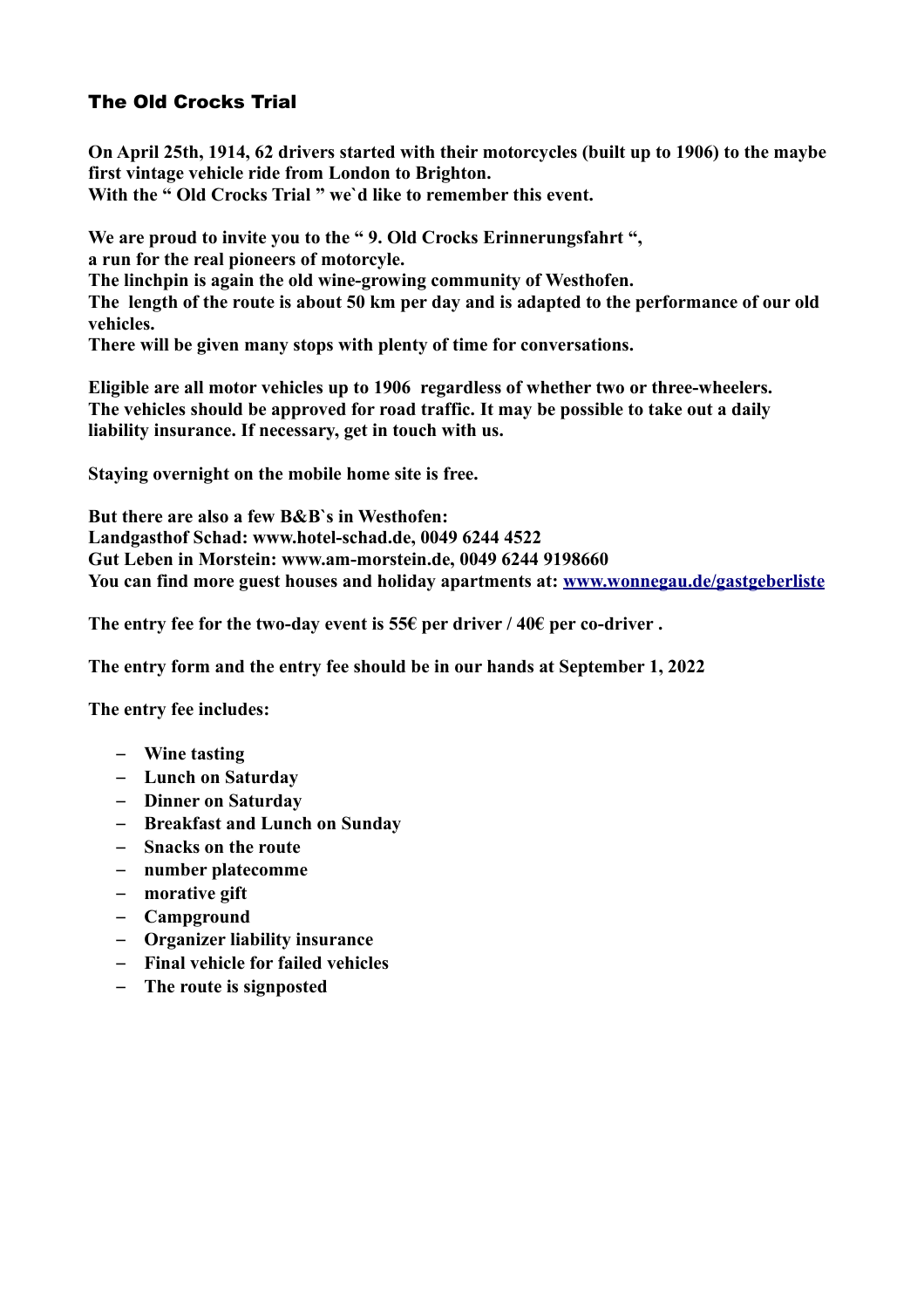## The Old Crocks Trial

**On April 25th, 1914, 62 drivers started with their motorcycles (built up to 1906) to the maybe first vintage vehicle ride from London to Brighton.**
**With the " Old Crocks Trial " we`d like to remember this event.**

**We are proud to invite you to the " 9. Old Crocks Erinnerungsfahrt ",**
**a run for the real pioneers of motorcyle.**
**The linchpin is again the old wine-growing community of Westhofen.**
**The length of the route is about 50 km per day and is adapted to the performance of our old vehicles.**
**There will be given many stops with plenty of time for conversations.**

**Eligible are all motor vehicles up to 1906 regardless of whether two or three-wheelers.**
**The vehicles should be approved for road traffic. It may be possible to take out a daily liability insurance. If necessary, get in touch with us.**

**Staying overnight on the mobile home site is free.**

**But there are also a few B&B`s in Westhofen:**
**Landgasthof Schad: www.hotel-schad.de, 0049 6244 4522**
**Gut Leben in Morstein: www.am-morstein.de, 0049 6244 9198660**
**You can find more guest houses and holiday apartments at: [www.wonnegau.de/gastgeberliste](www.wonnegau.de/gastgeberliste)**

**The entry fee for the two-day event is 55€ per driver / 40€ per co-driver .**

**The entry form and the entry fee should be in our hands at September 1, 2022**

**The entry fee includes:**

- **Wine tasting**
- **Lunch on Saturday**
- **Dinner on Saturday**
- **Breakfast and Lunch on Sunday**
- **Snacks on the route**
- **number platecomme**
- **morative gift**
- **Campground**
- **Organizer liability insurance**
- **Final vehicle for failed vehicles**
- **The route is signposted**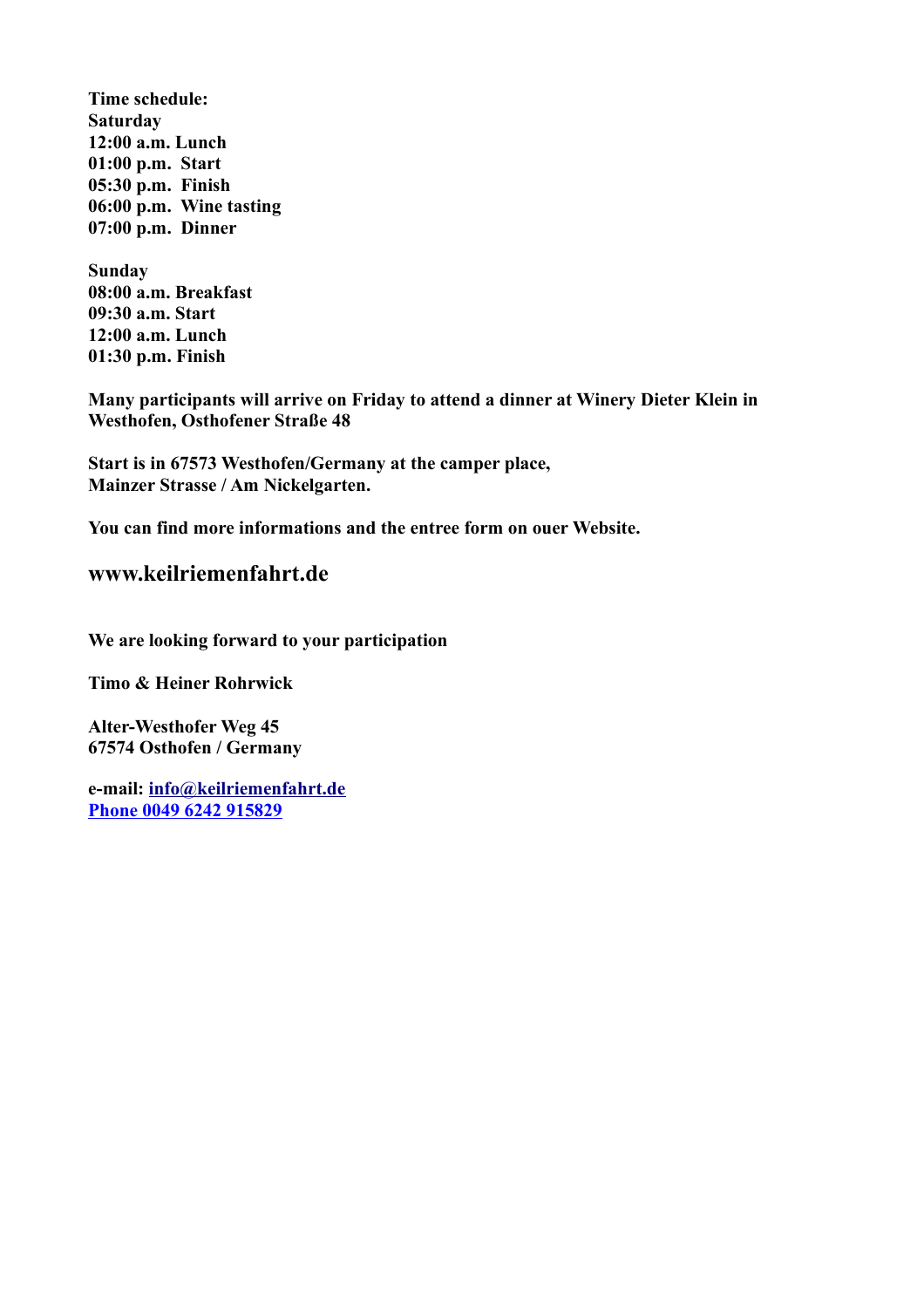**Time schedule:**
**Saturday**
**12:00 a.m. Lunch**
**01:00 p.m.  Start**
**05:30 p.m.  Finish**
**06:00 p.m.  Wine tasting**
**07:00 p.m.  Dinner**

**Sunday**
**08:00 a.m. Breakfast**
**09:30 a.m. Start**
**12:00 a.m. Lunch**
**01:30 p.m. Finish**

**Many participants will arrive on Friday to attend a dinner at Winery Dieter Klein in Westhofen, Osthofener Straße 48**

**Start is in 67573 Westhofen/Germany at the camper place,**
**Mainzer Strasse / Am Nickelgarten.**

**You can find more informations and the entree form on ouer Website.**

## www.keilriemenfahrt.de

**We are looking forward to your participation**

**Timo & Heiner Rohrwick**

**Alter-Westhofer Weg 45**
**67574 Osthofen / Germany**

**e-mail: info@keilriemenfahrt.de**
**Phone 0049 6242 915829**